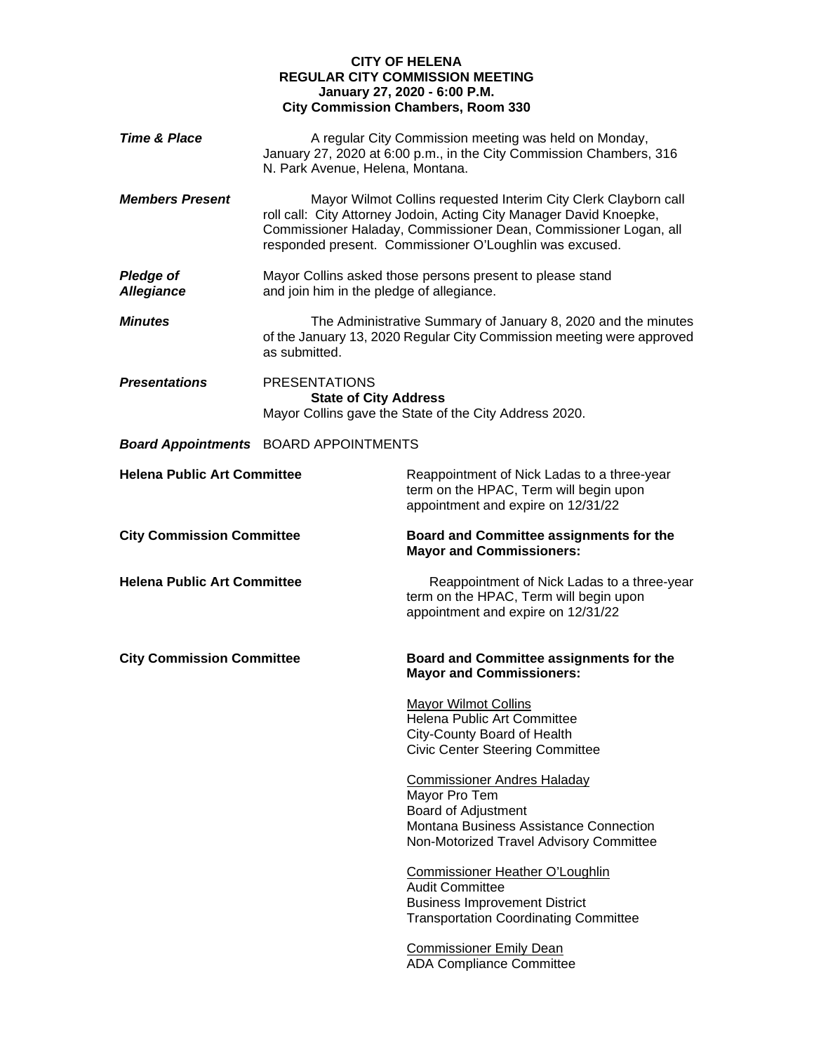**CITY OF HELENA**
**REGULAR CITY COMMISSION MEETING**
**January 27, 2020 - 6:00 P.M.**
**City Commission Chambers, Room 330**

***Time & Place***

A regular City Commission meeting was held on Monday, January 27, 2020 at 6:00 p.m., in the City Commission Chambers, 316 N. Park Avenue, Helena, Montana.

***Members Present***

Mayor Wilmot Collins requested Interim City Clerk Clayborn call roll call: City Attorney Jodoin, Acting City Manager David Knoepke, Commissioner Haladay, Commissioner Dean, Commissioner Logan, all responded present. Commissioner O'Loughlin was excused.

***Pledge of Allegiance***

Mayor Collins asked those persons present to please stand and join him in the pledge of allegiance.

***Minutes***

The Administrative Summary of January 8, 2020 and the minutes of the January 13, 2020 Regular City Commission meeting were approved as submitted.

***Presentations***

PRESENTATIONS

**State of City Address**

Mayor Collins gave the State of the City Address 2020.

***Board Appointments*** BOARD APPOINTMENTS

**Helena Public Art Committee**

Reappointment of Nick Ladas to a three-year term on the HPAC, Term will begin upon appointment and expire on 12/31/22

**City Commission Committee**

**Board and Committee assignments for the Mayor and Commissioners:**

**Helena Public Art Committee**

Reappointment of Nick Ladas to a three-year term on the HPAC, Term will begin upon appointment and expire on 12/31/22

**City Commission Committee**

**Board and Committee assignments for the Mayor and Commissioners:**

<u>Mayor Wilmot Collins</u>
Helena Public Art Committee
City-County Board of Health
Civic Center Steering Committee

<u>Commissioner Andres Haladay</u>
Mayor Pro Tem
Board of Adjustment
Montana Business Assistance Connection
Non-Motorized Travel Advisory Committee

<u>Commissioner Heather O'Loughlin</u>
Audit Committee
Business Improvement District
Transportation Coordinating Committee

<u>Commissioner Emily Dean</u>
ADA Compliance Committee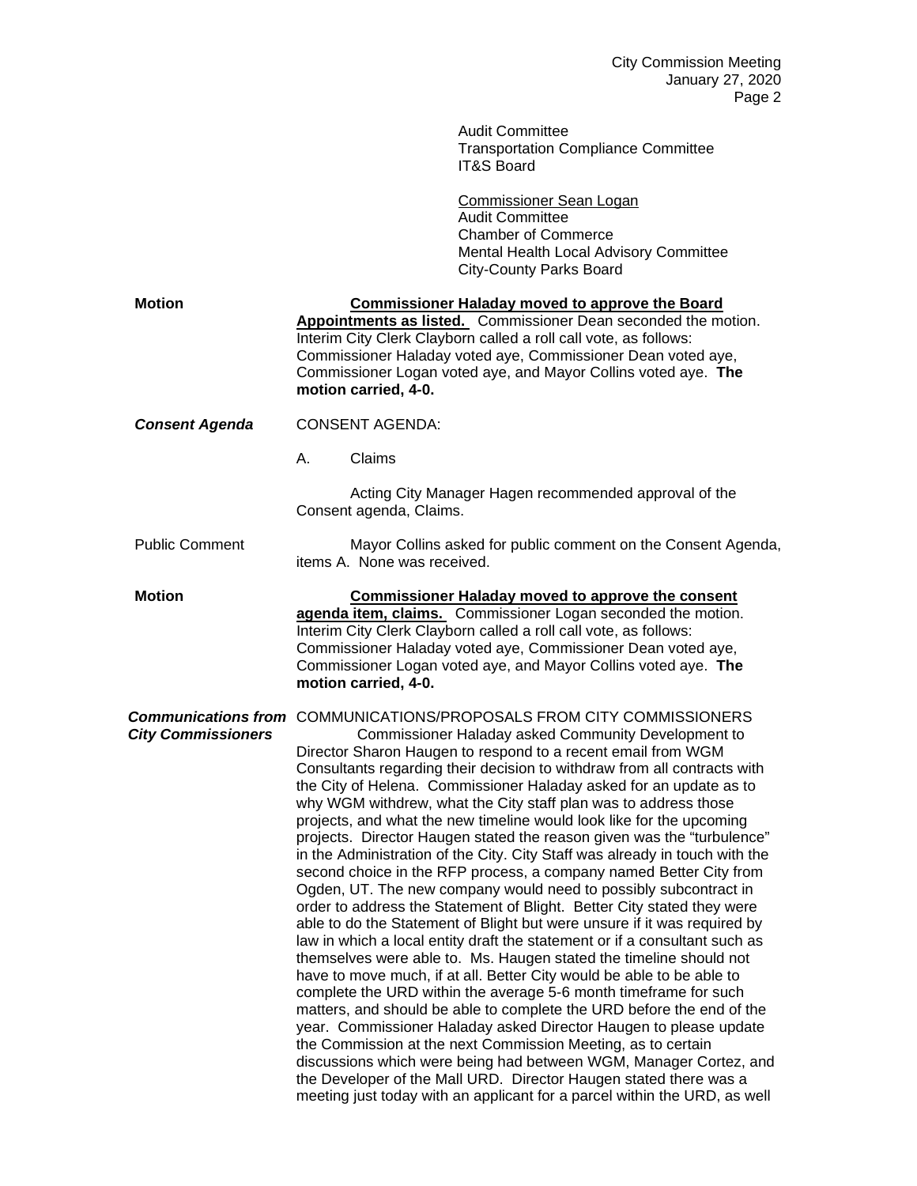Audit Committee
Transportation Compliance Committee
IT&S Board

Commissioner Sean Logan
Audit Committee
Chamber of Commerce
Mental Health Local Advisory Committee
City-County Parks Board

**Motion**

**Commissioner Haladay moved to approve the Board Appointments as listed.** Commissioner Dean seconded the motion. Interim City Clerk Clayborn called a roll call vote, as follows: Commissioner Haladay voted aye, Commissioner Dean voted aye, Commissioner Logan voted aye, and Mayor Collins voted aye. **The motion carried, 4-0.**

***Consent Agenda***

CONSENT AGENDA:

A. Claims

Acting City Manager Hagen recommended approval of the Consent agenda, Claims.

Public Comment

Mayor Collins asked for public comment on the Consent Agenda, items A. None was received.

**Motion**

**Commissioner Haladay moved to approve the consent agenda item, claims.** Commissioner Logan seconded the motion. Interim City Clerk Clayborn called a roll call vote, as follows: Commissioner Haladay voted aye, Commissioner Dean voted aye, Commissioner Logan voted aye, and Mayor Collins voted aye. **The motion carried, 4-0.**

***Communications from City Commissioners***

COMMUNICATIONS/PROPOSALS FROM CITY COMMISSIONERS

Commissioner Haladay asked Community Development to Director Sharon Haugen to respond to a recent email from WGM Consultants regarding their decision to withdraw from all contracts with the City of Helena. Commissioner Haladay asked for an update as to why WGM withdrew, what the City staff plan was to address those projects, and what the new timeline would look like for the upcoming projects. Director Haugen stated the reason given was the "turbulence" in the Administration of the City. City Staff was already in touch with the second choice in the RFP process, a company named Better City from Ogden, UT. The new company would need to possibly subcontract in order to address the Statement of Blight. Better City stated they were able to do the Statement of Blight but were unsure if it was required by law in which a local entity draft the statement or if a consultant such as themselves were able to. Ms. Haugen stated the timeline should not have to move much, if at all. Better City would be able to be able to complete the URD within the average 5-6 month timeframe for such matters, and should be able to complete the URD before the end of the year. Commissioner Haladay asked Director Haugen to please update the Commission at the next Commission Meeting, as to certain discussions which were being had between WGM, Manager Cortez, and the Developer of the Mall URD. Director Haugen stated there was a meeting just today with an applicant for a parcel within the URD, as well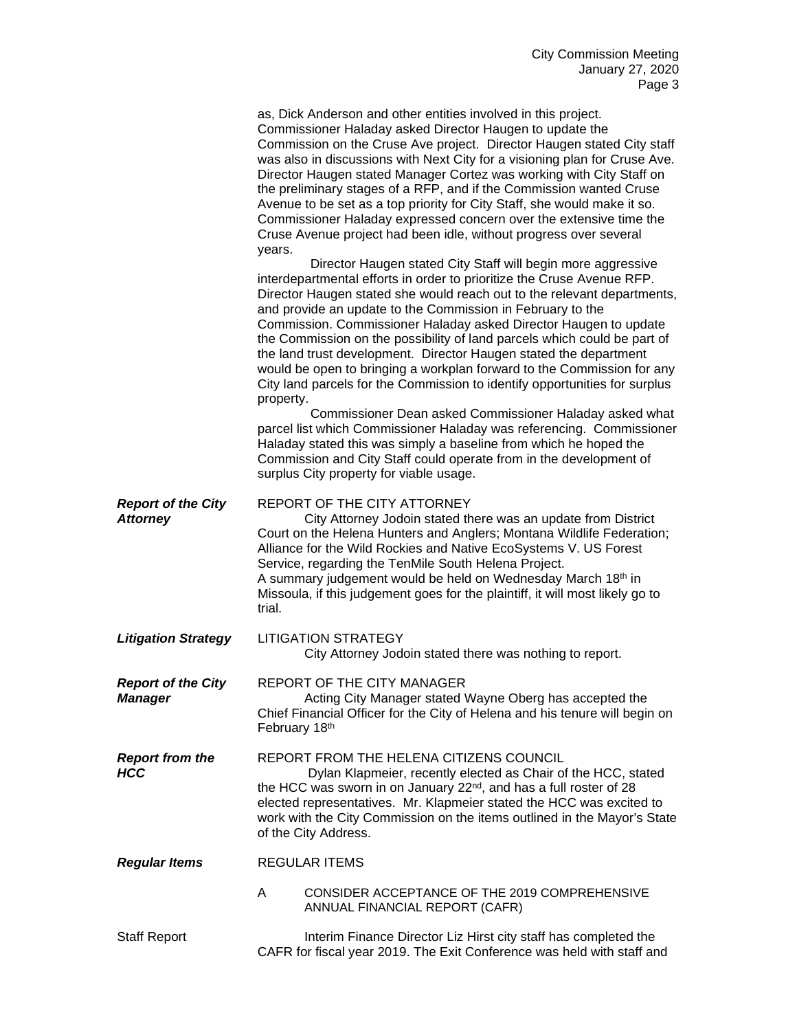as, Dick Anderson and other entities involved in this project. Commissioner Haladay asked Director Haugen to update the Commission on the Cruse Ave project. Director Haugen stated City staff was also in discussions with Next City for a visioning plan for Cruse Ave. Director Haugen stated Manager Cortez was working with City Staff on the preliminary stages of a RFP, and if the Commission wanted Cruse Avenue to be set as a top priority for City Staff, she would make it so. Commissioner Haladay expressed concern over the extensive time the Cruse Avenue project had been idle, without progress over several years.

Director Haugen stated City Staff will begin more aggressive interdepartmental efforts in order to prioritize the Cruse Avenue RFP. Director Haugen stated she would reach out to the relevant departments, and provide an update to the Commission in February to the Commission. Commissioner Haladay asked Director Haugen to update the Commission on the possibility of land parcels which could be part of the land trust development. Director Haugen stated the department would be open to bringing a workplan forward to the Commission for any City land parcels for the Commission to identify opportunities for surplus property.

Commissioner Dean asked Commissioner Haladay asked what parcel list which Commissioner Haladay was referencing. Commissioner Haladay stated this was simply a baseline from which he hoped the Commission and City Staff could operate from in the development of surplus City property for viable usage.

***Report of the City Attorney***

REPORT OF THE CITY ATTORNEY

City Attorney Jodoin stated there was an update from District Court on the Helena Hunters and Anglers; Montana Wildlife Federation; Alliance for the Wild Rockies and Native EcoSystems V. US Forest Service, regarding the TenMile South Helena Project.
A summary judgement would be held on Wednesday March 18th in Missoula, if this judgement goes for the plaintiff, it will most likely go to trial.

***Litigation Strategy***

LITIGATION STRATEGY

City Attorney Jodoin stated there was nothing to report.

***Report of the City Manager***

REPORT OF THE CITY MANAGER

Acting City Manager stated Wayne Oberg has accepted the Chief Financial Officer for the City of Helena and his tenure will begin on February 18th

***Report from the HCC***

REPORT FROM THE HELENA CITIZENS COUNCIL

Dylan Klapmeier, recently elected as Chair of the HCC, stated the HCC was sworn in on January 22nd, and has a full roster of 28 elected representatives. Mr. Klapmeier stated the HCC was excited to work with the City Commission on the items outlined in the Mayor's State of the City Address.

***Regular Items***

REGULAR ITEMS

A CONSIDER ACCEPTANCE OF THE 2019 COMPREHENSIVE ANNUAL FINANCIAL REPORT (CAFR)

Staff Report

Interim Finance Director Liz Hirst city staff has completed the CAFR for fiscal year 2019. The Exit Conference was held with staff and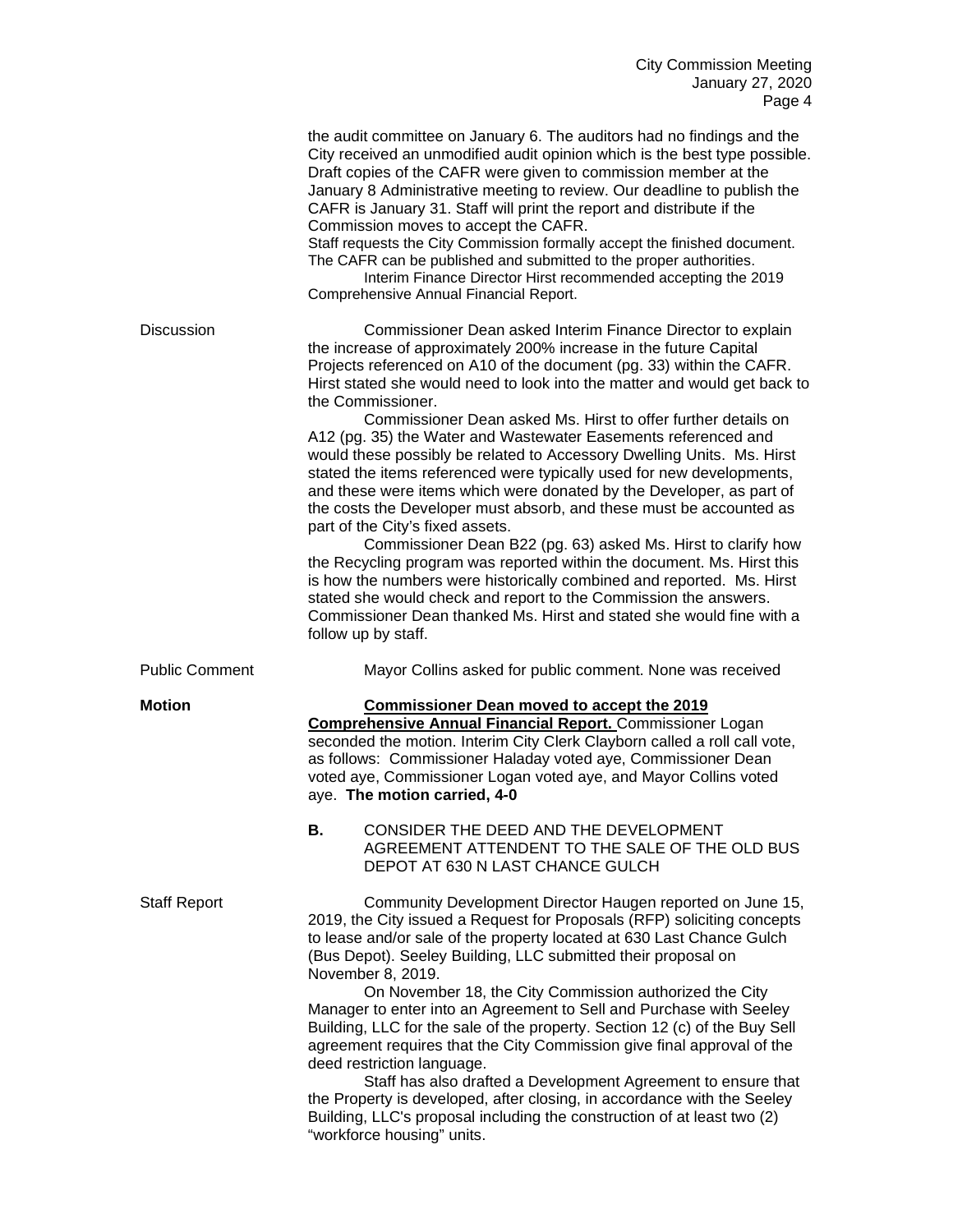the audit committee on January 6. The auditors had no findings and the City received an unmodified audit opinion which is the best type possible. Draft copies of the CAFR were given to commission member at the January 8 Administrative meeting to review. Our deadline to publish the CAFR is January 31. Staff will print the report and distribute if the Commission moves to accept the CAFR.

Staff requests the City Commission formally accept the finished document. The CAFR can be published and submitted to the proper authorities.

Interim Finance Director Hirst recommended accepting the 2019 Comprehensive Annual Financial Report.

Discussion

Commissioner Dean asked Interim Finance Director to explain the increase of approximately 200% increase in the future Capital Projects referenced on A10 of the document (pg. 33) within the CAFR. Hirst stated she would need to look into the matter and would get back to the Commissioner.

Commissioner Dean asked Ms. Hirst to offer further details on A12 (pg. 35) the Water and Wastewater Easements referenced and would these possibly be related to Accessory Dwelling Units. Ms. Hirst stated the items referenced were typically used for new developments, and these were items which were donated by the Developer, as part of the costs the Developer must absorb, and these must be accounted as part of the City's fixed assets.

Commissioner Dean B22 (pg. 63) asked Ms. Hirst to clarify how the Recycling program was reported within the document. Ms. Hirst this is how the numbers were historically combined and reported. Ms. Hirst stated she would check and report to the Commission the answers. Commissioner Dean thanked Ms. Hirst and stated she would fine with a follow up by staff.

Public Comment

Mayor Collins asked for public comment. None was received

**Motion**

**Commissioner Dean moved to accept the 2019 Comprehensive Annual Financial Report.** Commissioner Logan seconded the motion. Interim City Clerk Clayborn called a roll call vote, as follows: Commissioner Haladay voted aye, Commissioner Dean voted aye, Commissioner Logan voted aye, and Mayor Collins voted aye. **The motion carried, 4-0**

**B.** CONSIDER THE DEED AND THE DEVELOPMENT AGREEMENT ATTENDENT TO THE SALE OF THE OLD BUS DEPOT AT 630 N LAST CHANCE GULCH

Staff Report

Community Development Director Haugen reported on June 15, 2019, the City issued a Request for Proposals (RFP) soliciting concepts to lease and/or sale of the property located at 630 Last Chance Gulch (Bus Depot). Seeley Building, LLC submitted their proposal on November 8, 2019.

On November 18, the City Commission authorized the City Manager to enter into an Agreement to Sell and Purchase with Seeley Building, LLC for the sale of the property. Section 12 (c) of the Buy Sell agreement requires that the City Commission give final approval of the deed restriction language.

Staff has also drafted a Development Agreement to ensure that the Property is developed, after closing, in accordance with the Seeley Building, LLC's proposal including the construction of at least two (2) "workforce housing" units.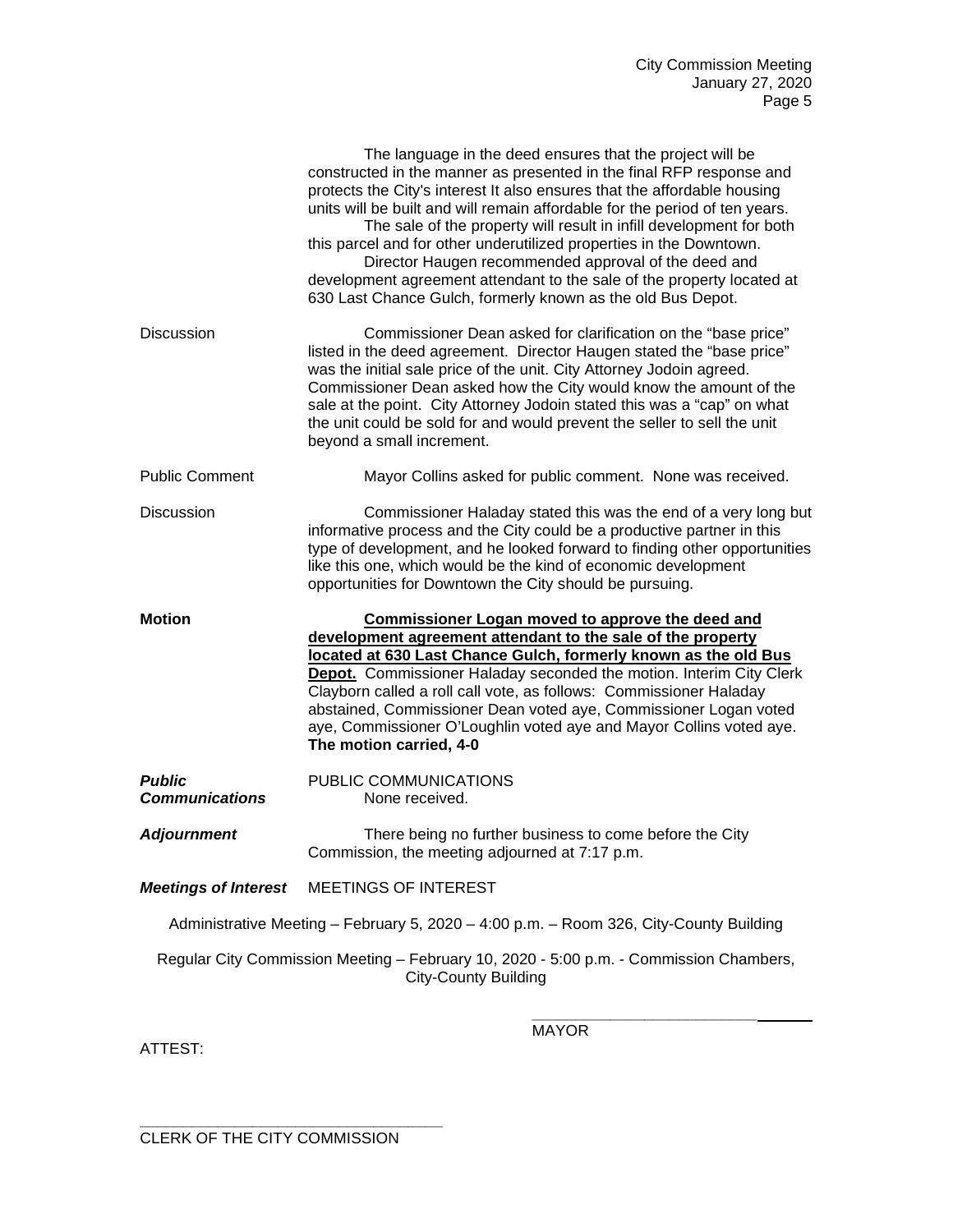The language in the deed ensures that the project will be constructed in the manner as presented in the final RFP response and protects the City's interest It also ensures that the affordable housing units will be built and will remain affordable for the period of ten years.

The sale of the property will result in infill development for both this parcel and for other underutilized properties in the Downtown.

Director Haugen recommended approval of the deed and development agreement attendant to the sale of the property located at 630 Last Chance Gulch, formerly known as the old Bus Depot.

Discussion

Commissioner Dean asked for clarification on the "base price" listed in the deed agreement. Director Haugen stated the "base price" was the initial sale price of the unit. City Attorney Jodoin agreed. Commissioner Dean asked how the City would know the amount of the sale at the point. City Attorney Jodoin stated this was a "cap" on what the unit could be sold for and would prevent the seller to sell the unit beyond a small increment.

Public Comment

Mayor Collins asked for public comment. None was received.

Discussion

Commissioner Haladay stated this was the end of a very long but informative process and the City could be a productive partner in this type of development, and he looked forward to finding other opportunities like this one, which would be the kind of economic development opportunities for Downtown the City should be pursuing.

**Motion**

**Commissioner Logan moved to approve the deed and development agreement attendant to the sale of the property located at 630 Last Chance Gulch, formerly known as the old Bus Depot.** Commissioner Haladay seconded the motion. Interim City Clerk Clayborn called a roll call vote, as follows: Commissioner Haladay abstained, Commissioner Dean voted aye, Commissioner Logan voted aye, Commissioner O'Loughlin voted aye and Mayor Collins voted aye. **The motion carried, 4-0**

***Public Communications***

PUBLIC COMMUNICATIONS

None received.

***Adjournment***

There being no further business to come before the City Commission, the meeting adjourned at 7:17 p.m.

***Meetings of Interest***

MEETINGS OF INTEREST

Administrative Meeting – February 5, 2020 – 4:00 p.m. – Room 326, City-County Building

Regular City Commission Meeting – February 10, 2020 - 5:00 p.m. - Commission Chambers, City-County Building

\_\_\_\_\_\_\_\_\_\_\_\_\_\_\_\_\_\_\_\_\_\_\_\_\_\_\_\_\_\_

MAYOR

ATTEST:

\_\_\_\_\_\_\_\_\_\_\_\_\_\_\_\_\_\_\_\_\_\_\_\_\_\_\_\_\_\_

CLERK OF THE CITY COMMISSION